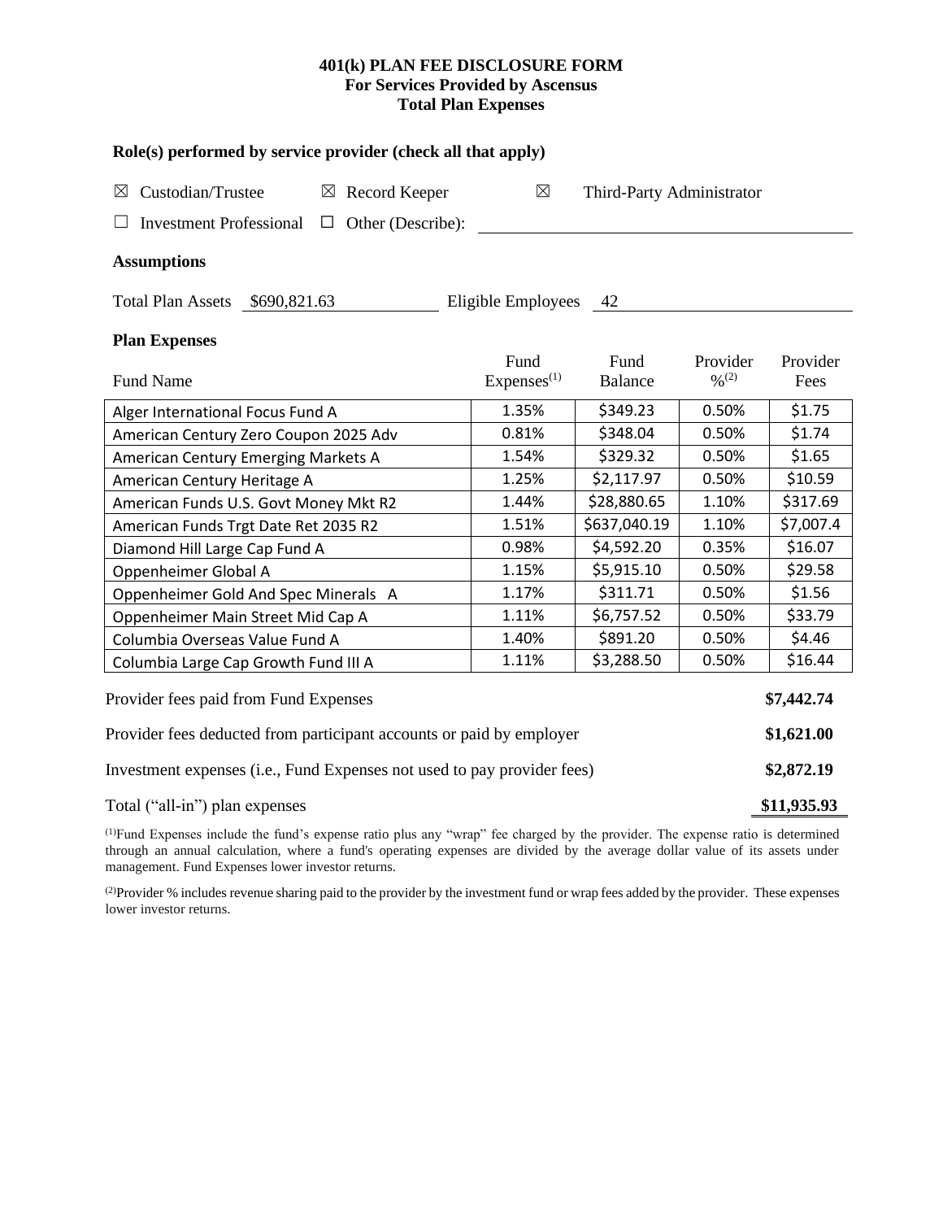# 401(k) PLAN FEE DISCLOSURE FORM
## For Services Provided by Ascensus
## Total Plan Expenses

### Role(s) performed by service provider (check all that apply)

☒ Custodian/Trustee ☒ Record Keeper ☒ Third-Party Administrator

☐ Investment Professional ☐ Other (Describe):

### Assumptions

Total Plan Assets $690,821.63 Eligible Employees 42

### Plan Expenses

| Fund Name | Fund Expenses[1] | Fund Balance | Provider %[2] | Provider Fees |
|---|---|---|---|---|
| Alger International Focus Fund A | 1.35% | $349.23 | 0.50% | $1.75 |
| American Century Zero Coupon 2025 Adv | 0.81% | $348.04 | 0.50% | $1.74 |
| American Century Emerging Markets A | 1.54% | $329.32 | 0.50% | $1.65 |
| American Century Heritage A | 1.25% | $2,117.97 | 0.50% | $10.59 |
| American Funds U.S. Govt Money Mkt R2 | 1.44% | $28,880.65 | 1.10% | $317.69 |
| American Funds Trgt Date Ret 2035 R2 | 1.51% | $637,040.19 | 1.10% | $7,007.4 |
| Diamond Hill Large Cap Fund A | 0.98% | $4,592.20 | 0.35% | $16.07 |
| Oppenheimer Global A | 1.15% | $5,915.10 | 0.50% | $29.58 |
| Oppenheimer Gold And Spec Minerals A | 1.17% | $311.71 | 0.50% | $1.56 |
| Oppenheimer Main Street Mid Cap A | 1.11% | $6,757.52 | 0.50% | $33.79 |
| Columbia Overseas Value Fund A | 1.40% | $891.20 | 0.50% | $4.46 |
| Columbia Large Cap Growth Fund III A | 1.11% | $3,288.50 | 0.50% | $16.44 |

| | |
|---|---|
| Provider fees paid from Fund Expenses | **$7,442.74** |
| Provider fees deducted from participant accounts or paid by employer | **$1,621.00** |
| Investment expenses (i.e., Fund Expenses not used to pay provider fees) | **$2,872.19** |
| Total ("all-in") plan expenses | **$11,935.93** |

[1]Fund Expenses include the fund's expense ratio plus any "wrap" fee charged by the provider. The expense ratio is determined through an annual calculation, where a fund's operating expenses are divided by the average dollar value of its assets under management. Fund Expenses lower investor returns.

[2]Provider % includes revenue sharing paid to the provider by the investment fund or wrap fees added by the provider. These expenses lower investor returns.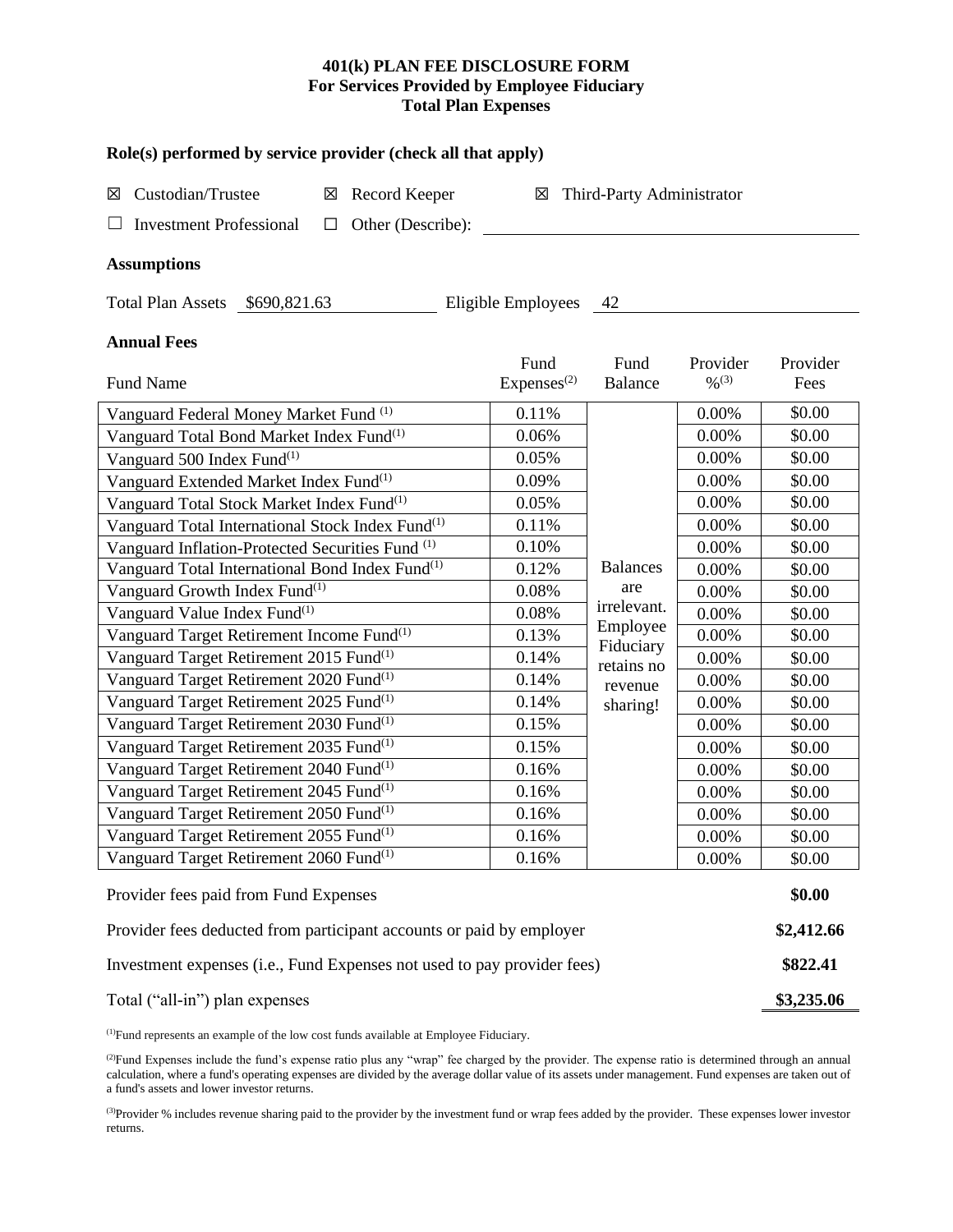**401(k) PLAN FEE DISCLOSURE FORM**
**For Services Provided by Employee Fiduciary**
**Total Plan Expenses**

**Role(s) performed by service provider (check all that apply)**

☒ Custodian/Trustee ☒ Record Keeper ☒ Third-Party Administrator

☐ Investment Professional ☐ Other (Describe):

**Assumptions**

Total Plan Assets $690,821.63 Eligible Employees 42

**Annual Fees**

| Fund Name | Fund Expenses[2] | Fund Balance | Provider %[3] | Provider Fees |
|---|---|---|---|---|
| Vanguard Federal Money Market Fund [1] | 0.11% | Balances are irrelevant. Employee Fiduciary retains no revenue sharing! | 0.00% | $0.00 |
| Vanguard Total Bond Market Index Fund[1] | 0.06% | | 0.00% | $0.00 |
| Vanguard 500 Index Fund[1] | 0.05% | | 0.00% | $0.00 |
| Vanguard Extended Market Index Fund[1] | 0.09% | | 0.00% | $0.00 |
| Vanguard Total Stock Market Index Fund[1] | 0.05% | | 0.00% | $0.00 |
| Vanguard Total International Stock Index Fund[1] | 0.11% | | 0.00% | $0.00 |
| Vanguard Inflation-Protected Securities Fund [1] | 0.10% | | 0.00% | $0.00 |
| Vanguard Total International Bond Index Fund[1] | 0.12% | | 0.00% | $0.00 |
| Vanguard Growth Index Fund[1] | 0.08% | | 0.00% | $0.00 |
| Vanguard Value Index Fund[1] | 0.08% | | 0.00% | $0.00 |
| Vanguard Target Retirement Income Fund[1] | 0.13% | | 0.00% | $0.00 |
| Vanguard Target Retirement 2015 Fund[1] | 0.14% | | 0.00% | $0.00 |
| Vanguard Target Retirement 2020 Fund[1] | 0.14% | | 0.00% | $0.00 |
| Vanguard Target Retirement 2025 Fund[1] | 0.14% | | 0.00% | $0.00 |
| Vanguard Target Retirement 2030 Fund[1] | 0.15% | | 0.00% | $0.00 |
| Vanguard Target Retirement 2035 Fund[1] | 0.15% | | 0.00% | $0.00 |
| Vanguard Target Retirement 2040 Fund[1] | 0.16% | | 0.00% | $0.00 |
| Vanguard Target Retirement 2045 Fund[1] | 0.16% | | 0.00% | $0.00 |
| Vanguard Target Retirement 2050 Fund[1] | 0.16% | | 0.00% | $0.00 |
| Vanguard Target Retirement 2055 Fund[1] | 0.16% | | 0.00% | $0.00 |
| Vanguard Target Retirement 2060 Fund[1] | 0.16% | | 0.00% | $0.00 |

| | |
|---|---|
| Provider fees paid from Fund Expenses | **$0.00** |
| Provider fees deducted from participant accounts or paid by employer | **$2,412.66** |
| Investment expenses (i.e., Fund Expenses not used to pay provider fees) | **$822.41** |
| Total ("all-in") plan expenses | **$3,235.06** |

[1]Fund represents an example of the low cost funds available at Employee Fiduciary.

[2]Fund Expenses include the fund's expense ratio plus any "wrap" fee charged by the provider. The expense ratio is determined through an annual calculation, where a fund's operating expenses are divided by the average dollar value of its assets under management. Fund expenses are taken out of a fund's assets and lower investor returns.

[3]Provider % includes revenue sharing paid to the provider by the investment fund or wrap fees added by the provider. These expenses lower investor returns.